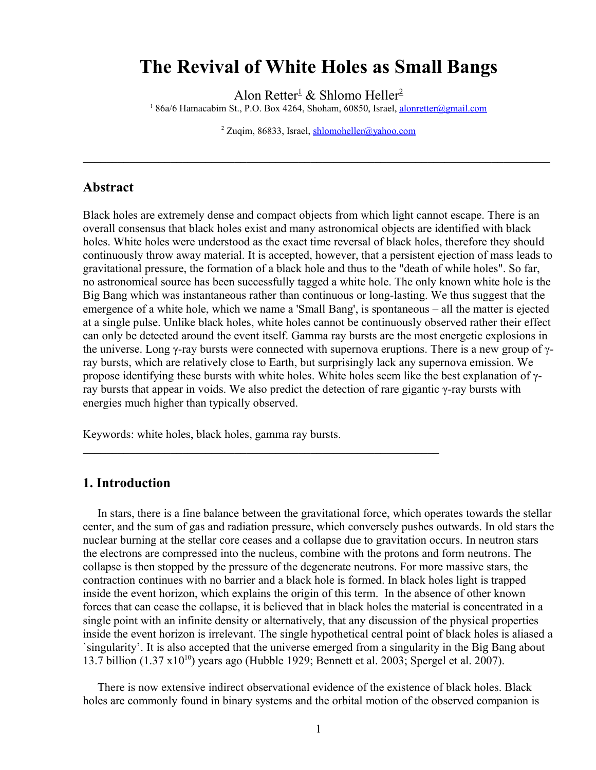# The Revival of White Holes as Small Bangs

Alon Retter[1] & Shlomo Heller[2]

[1] 86a/6 Hamacabim St., P.O. Box 4264, Shoham, 60850, Israel, alonretter@gmail.com

[2] Zuqim, 86833, Israel, shlomoheller@yahoo.com

---

## Abstract

Black holes are extremely dense and compact objects from which light cannot escape. There is an overall consensus that black holes exist and many astronomical objects are identified with black holes. White holes were understood as the exact time reversal of black holes, therefore they should continuously throw away material. It is accepted, however, that a persistent ejection of mass leads to gravitational pressure, the formation of a black hole and thus to the "death of while holes". So far, no astronomical source has been successfully tagged a white hole. The only known white hole is the Big Bang which was instantaneous rather than continuous or long-lasting. We thus suggest that the emergence of a white hole, which we name a 'Small Bang', is spontaneous – all the matter is ejected at a single pulse. Unlike black holes, white holes cannot be continuously observed rather their effect can only be detected around the event itself. Gamma ray bursts are the most energetic explosions in the universe. Long γ-ray bursts were connected with supernova eruptions. There is a new group of γ-ray bursts, which are relatively close to Earth, but surprisingly lack any supernova emission. We propose identifying these bursts with white holes. White holes seem like the best explanation of γ-ray bursts that appear in voids. We also predict the detection of rare gigantic γ-ray bursts with energies much higher than typically observed.

Keywords: white holes, black holes, gamma ray bursts.

---

## 1. Introduction

In stars, there is a fine balance between the gravitational force, which operates towards the stellar center, and the sum of gas and radiation pressure, which conversely pushes outwards. In old stars the nuclear burning at the stellar core ceases and a collapse due to gravitation occurs. In neutron stars the electrons are compressed into the nucleus, combine with the protons and form neutrons. The collapse is then stopped by the pressure of the degenerate neutrons. For more massive stars, the contraction continues with no barrier and a black hole is formed. In black holes light is trapped inside the event horizon, which explains the origin of this term. In the absence of other known forces that can cease the collapse, it is believed that in black holes the material is concentrated in a single point with an infinite density or alternatively, that any discussion of the physical properties inside the event horizon is irrelevant. The single hypothetical central point of black holes is aliased a `singularity'. It is also accepted that the universe emerged from a singularity in the Big Bang about 13.7 billion ($1.37 \times 10^{10}$) years ago (Hubble 1929; Bennett et al. 2003; Spergel et al. 2007).

There is now extensive indirect observational evidence of the existence of black holes. Black holes are commonly found in binary systems and the orbital motion of the observed companion is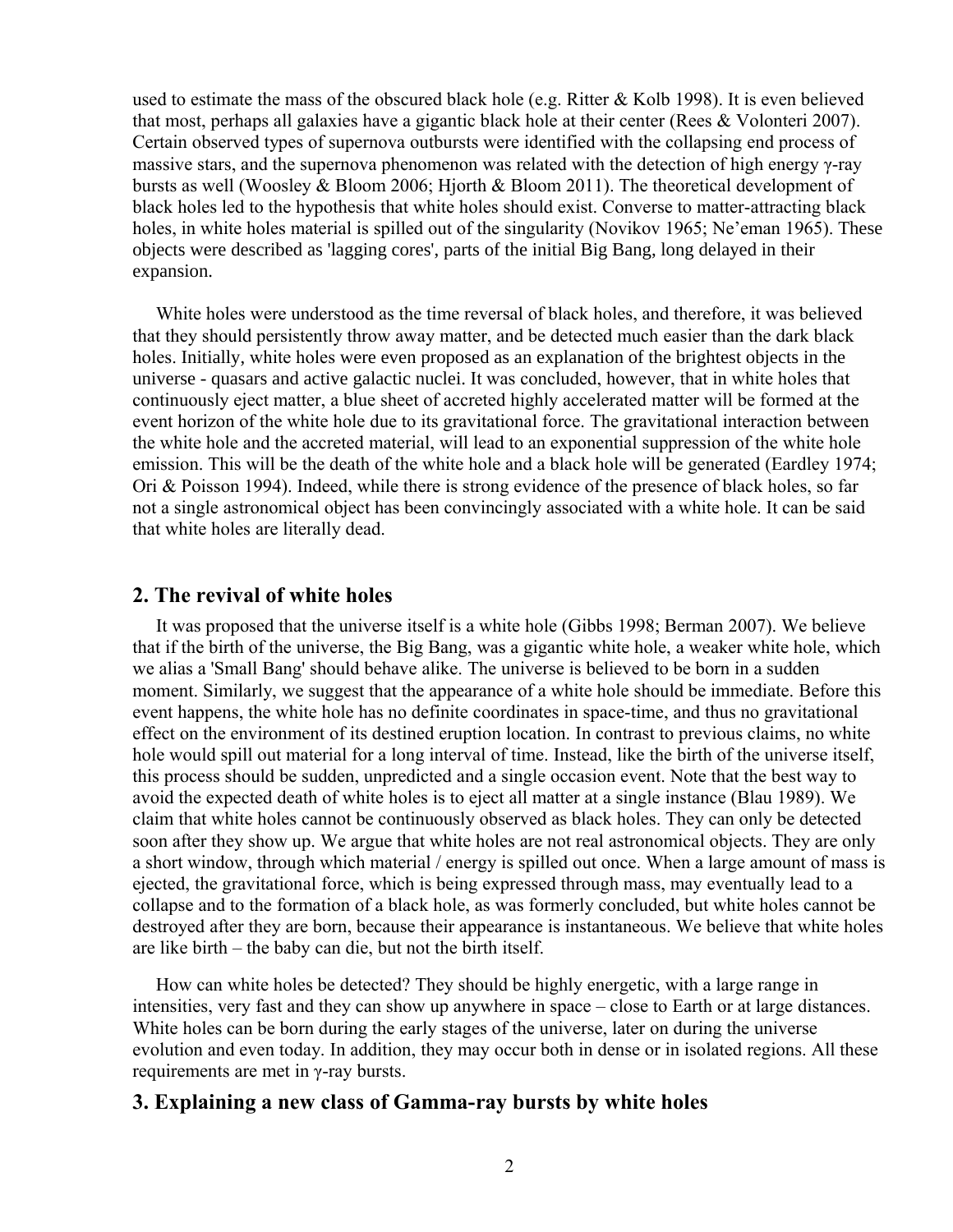used to estimate the mass of the obscured black hole (e.g. Ritter & Kolb 1998). It is even believed that most, perhaps all galaxies have a gigantic black hole at their center (Rees & Volonteri 2007). Certain observed types of supernova outbursts were identified with the collapsing end process of massive stars, and the supernova phenomenon was related with the detection of high energy γ-ray bursts as well (Woosley & Bloom 2006; Hjorth & Bloom 2011). The theoretical development of black holes led to the hypothesis that white holes should exist. Converse to matter-attracting black holes, in white holes material is spilled out of the singularity (Novikov 1965; Ne'eman 1965). These objects were described as 'lagging cores', parts of the initial Big Bang, long delayed in their expansion.

White holes were understood as the time reversal of black holes, and therefore, it was believed that they should persistently throw away matter, and be detected much easier than the dark black holes. Initially, white holes were even proposed as an explanation of the brightest objects in the universe - quasars and active galactic nuclei. It was concluded, however, that in white holes that continuously eject matter, a blue sheet of accreted highly accelerated matter will be formed at the event horizon of the white hole due to its gravitational force. The gravitational interaction between the white hole and the accreted material, will lead to an exponential suppression of the white hole emission. This will be the death of the white hole and a black hole will be generated (Eardley 1974; Ori & Poisson 1994). Indeed, while there is strong evidence of the presence of black holes, so far not a single astronomical object has been convincingly associated with a white hole. It can be said that white holes are literally dead.

## 2. The revival of white holes

It was proposed that the universe itself is a white hole (Gibbs 1998; Berman 2007). We believe that if the birth of the universe, the Big Bang, was a gigantic white hole, a weaker white hole, which we alias a 'Small Bang' should behave alike. The universe is believed to be born in a sudden moment. Similarly, we suggest that the appearance of a white hole should be immediate. Before this event happens, the white hole has no definite coordinates in space-time, and thus no gravitational effect on the environment of its destined eruption location. In contrast to previous claims, no white hole would spill out material for a long interval of time. Instead, like the birth of the universe itself, this process should be sudden, unpredicted and a single occasion event. Note that the best way to avoid the expected death of white holes is to eject all matter at a single instance (Blau 1989). We claim that white holes cannot be continuously observed as black holes. They can only be detected soon after they show up. We argue that white holes are not real astronomical objects. They are only a short window, through which material / energy is spilled out once. When a large amount of mass is ejected, the gravitational force, which is being expressed through mass, may eventually lead to a collapse and to the formation of a black hole, as was formerly concluded, but white holes cannot be destroyed after they are born, because their appearance is instantaneous. We believe that white holes are like birth – the baby can die, but not the birth itself.

How can white holes be detected? They should be highly energetic, with a large range in intensities, very fast and they can show up anywhere in space – close to Earth or at large distances. White holes can be born during the early stages of the universe, later on during the universe evolution and even today. In addition, they may occur both in dense or in isolated regions. All these requirements are met in γ-ray bursts.

## 3. Explaining a new class of Gamma-ray bursts by white holes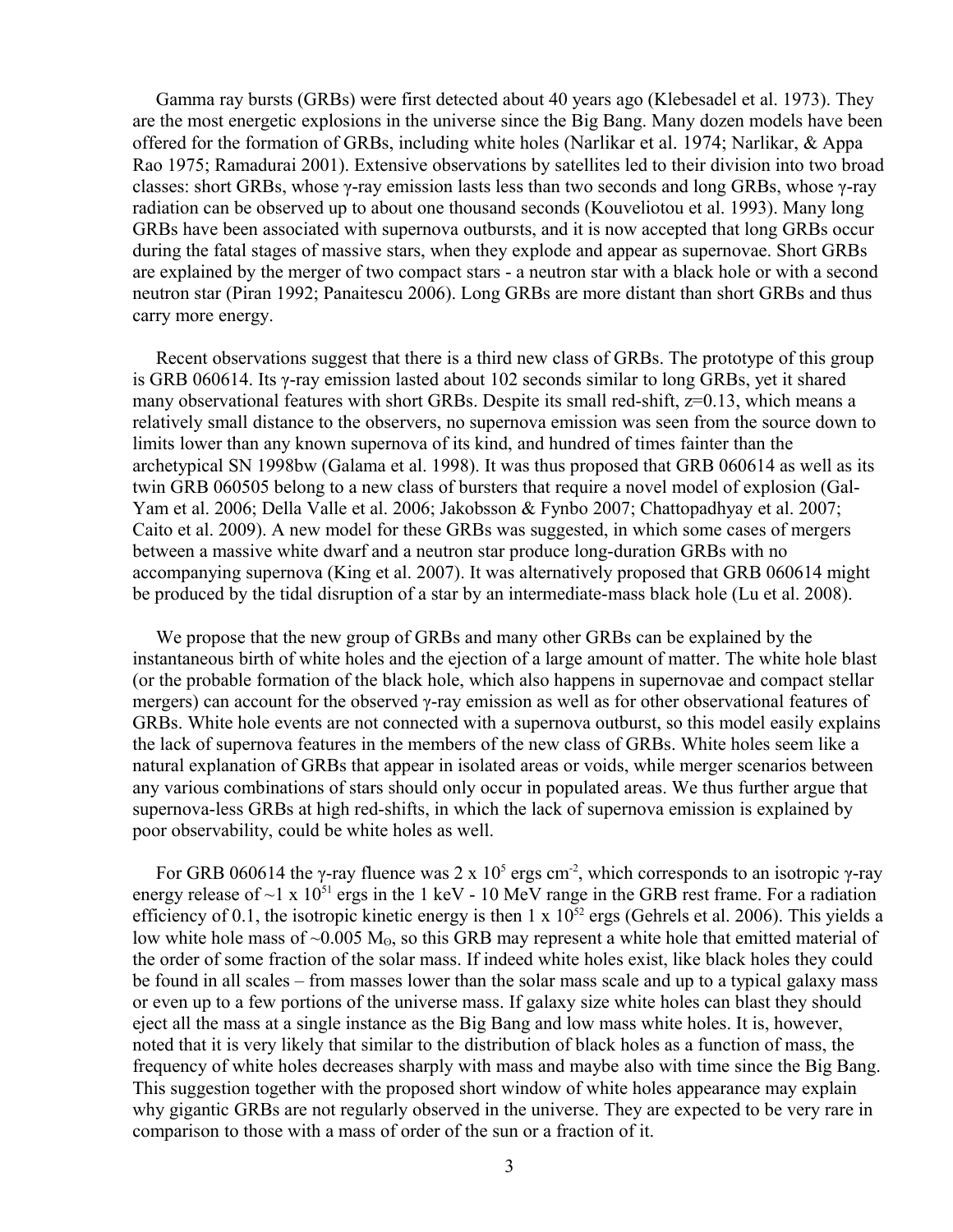Gamma ray bursts (GRBs) were first detected about 40 years ago (Klebesadel et al. 1973). They are the most energetic explosions in the universe since the Big Bang. Many dozen models have been offered for the formation of GRBs, including white holes (Narlikar et al. 1974; Narlikar, & Appa Rao 1975; Ramadurai 2001). Extensive observations by satellites led to their division into two broad classes: short GRBs, whose γ-ray emission lasts less than two seconds and long GRBs, whose γ-ray radiation can be observed up to about one thousand seconds (Kouveliotou et al. 1993). Many long GRBs have been associated with supernova outbursts, and it is now accepted that long GRBs occur during the fatal stages of massive stars, when they explode and appear as supernovae. Short GRBs are explained by the merger of two compact stars - a neutron star with a black hole or with a second neutron star (Piran 1992; Panaitescu 2006). Long GRBs are more distant than short GRBs and thus carry more energy.

Recent observations suggest that there is a third new class of GRBs. The prototype of this group is GRB 060614. Its γ-ray emission lasted about 102 seconds similar to long GRBs, yet it shared many observational features with short GRBs. Despite its small red-shift, z=0.13, which means a relatively small distance to the observers, no supernova emission was seen from the source down to limits lower than any known supernova of its kind, and hundred of times fainter than the archetypical SN 1998bw (Galama et al. 1998). It was thus proposed that GRB 060614 as well as its twin GRB 060505 belong to a new class of bursters that require a novel model of explosion (Gal-Yam et al. 2006; Della Valle et al. 2006; Jakobsson & Fynbo 2007; Chattopadhyay et al. 2007; Caito et al. 2009). A new model for these GRBs was suggested, in which some cases of mergers between a massive white dwarf and a neutron star produce long-duration GRBs with no accompanying supernova (King et al. 2007). It was alternatively proposed that GRB 060614 might be produced by the tidal disruption of a star by an intermediate-mass black hole (Lu et al. 2008).

We propose that the new group of GRBs and many other GRBs can be explained by the instantaneous birth of white holes and the ejection of a large amount of matter. The white hole blast (or the probable formation of the black hole, which also happens in supernovae and compact stellar mergers) can account for the observed γ-ray emission as well as for other observational features of GRBs. White hole events are not connected with a supernova outburst, so this model easily explains the lack of supernova features in the members of the new class of GRBs. White holes seem like a natural explanation of GRBs that appear in isolated areas or voids, while merger scenarios between any various combinations of stars should only occur in populated areas. We thus further argue that supernova-less GRBs at high red-shifts, in which the lack of supernova emission is explained by poor observability, could be white holes as well.

For GRB 060614 the γ-ray fluence was $2 \times 10^{5}$ ergs $cm^{-2}$, which corresponds to an isotropic γ-ray energy release of $\sim 1 \times 10^{51}$ ergs in the 1 keV - 10 MeV range in the GRB rest frame. For a radiation efficiency of 0.1, the isotropic kinetic energy is then $1 \times 10^{52}$ ergs (Gehrels et al. 2006). This yields a low white hole mass of $\sim 0.005$ $M_{\odot}$, so this GRB may represent a white hole that emitted material of the order of some fraction of the solar mass. If indeed white holes exist, like black holes they could be found in all scales – from masses lower than the solar mass scale and up to a typical galaxy mass or even up to a few portions of the universe mass. If galaxy size white holes can blast they should eject all the mass at a single instance as the Big Bang and low mass white holes. It is, however, noted that it is very likely that similar to the distribution of black holes as a function of mass, the frequency of white holes decreases sharply with mass and maybe also with time since the Big Bang. This suggestion together with the proposed short window of white holes appearance may explain why gigantic GRBs are not regularly observed in the universe. They are expected to be very rare in comparison to those with a mass of order of the sun or a fraction of it.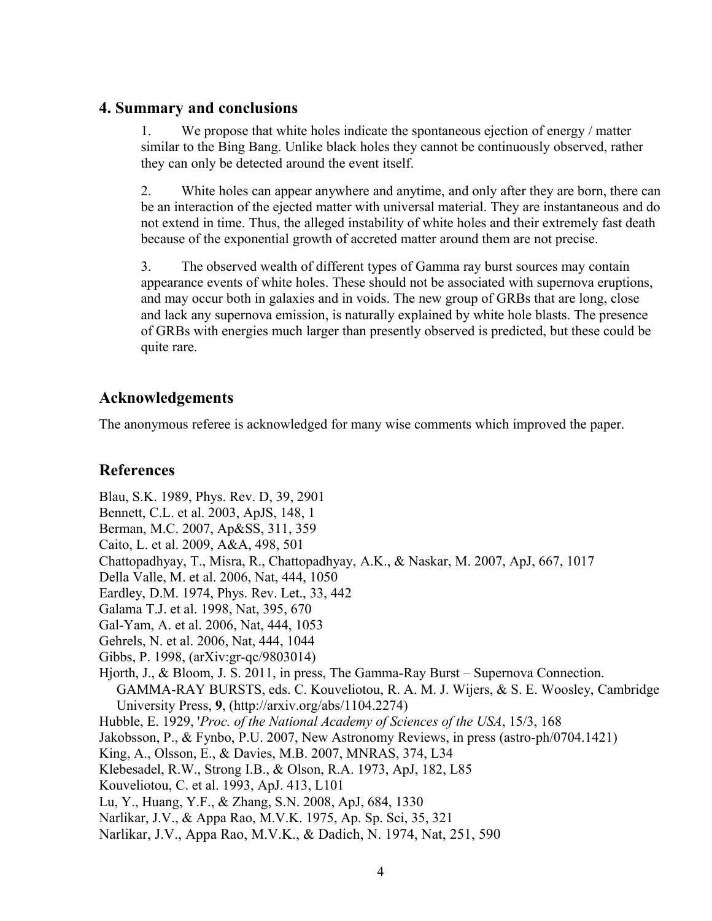## 4. Summary and conclusions

1. We propose that white holes indicate the spontaneous ejection of energy / matter similar to the Bing Bang. Unlike black holes they cannot be continuously observed, rather they can only be detected around the event itself.

2. White holes can appear anywhere and anytime, and only after they are born, there can be an interaction of the ejected matter with universal material. They are instantaneous and do not extend in time. Thus, the alleged instability of white holes and their extremely fast death because of the exponential growth of accreted matter around them are not precise.

3. The observed wealth of different types of Gamma ray burst sources may contain appearance events of white holes. These should not be associated with supernova eruptions, and may occur both in galaxies and in voids. The new group of GRBs that are long, close and lack any supernova emission, is naturally explained by white hole blasts. The presence of GRBs with energies much larger than presently observed is predicted, but these could be quite rare.

## Acknowledgements

The anonymous referee is acknowledged for many wise comments which improved the paper.

## References

Blau, S.K. 1989, Phys. Rev. D, 39, 2901
Bennett, C.L. et al. 2003, ApJS, 148, 1
Berman, M.C. 2007, Ap&SS, 311, 359
Caito, L. et al. 2009, A&A, 498, 501
Chattopadhyay, T., Misra, R., Chattopadhyay, A.K., & Naskar, M. 2007, ApJ, 667, 1017
Della Valle, M. et al. 2006, Nat, 444, 1050
Eardley, D.M. 1974, Phys. Rev. Let., 33, 442
Galama T.J. et al. 1998, Nat, 395, 670
Gal-Yam, A. et al. 2006, Nat, 444, 1053
Gehrels, N. et al. 2006, Nat, 444, 1044
Gibbs, P. 1998, (arXiv:gr-qc/9803014)
Hjorth, J., & Bloom, J. S. 2011, in press, The Gamma-Ray Burst – Supernova Connection. GAMMA-RAY BURSTS, eds. C. Kouveliotou, R. A. M. J. Wijers, & S. E. Woosley, Cambridge University Press, **9**, (http://arxiv.org/abs/1104.2274)
Hubble, E. 1929, '*Proc. of the National Academy of Sciences of the USA*, 15/3, 168
Jakobsson, P., & Fynbo, P.U. 2007, New Astronomy Reviews, in press (astro-ph/0704.1421)
King, A., Olsson, E., & Davies, M.B. 2007, MNRAS, 374, L34
Klebesadel, R.W., Strong I.B., & Olson, R.A. 1973, ApJ, 182, L85
Kouveliotou, C. et al. 1993, ApJ. 413, L101
Lu, Y., Huang, Y.F., & Zhang, S.N. 2008, ApJ, 684, 1330
Narlikar, J.V., & Appa Rao, M.V.K. 1975, Ap. Sp. Sci, 35, 321
Narlikar, J.V., Appa Rao, M.V.K., & Dadich, N. 1974, Nat, 251, 590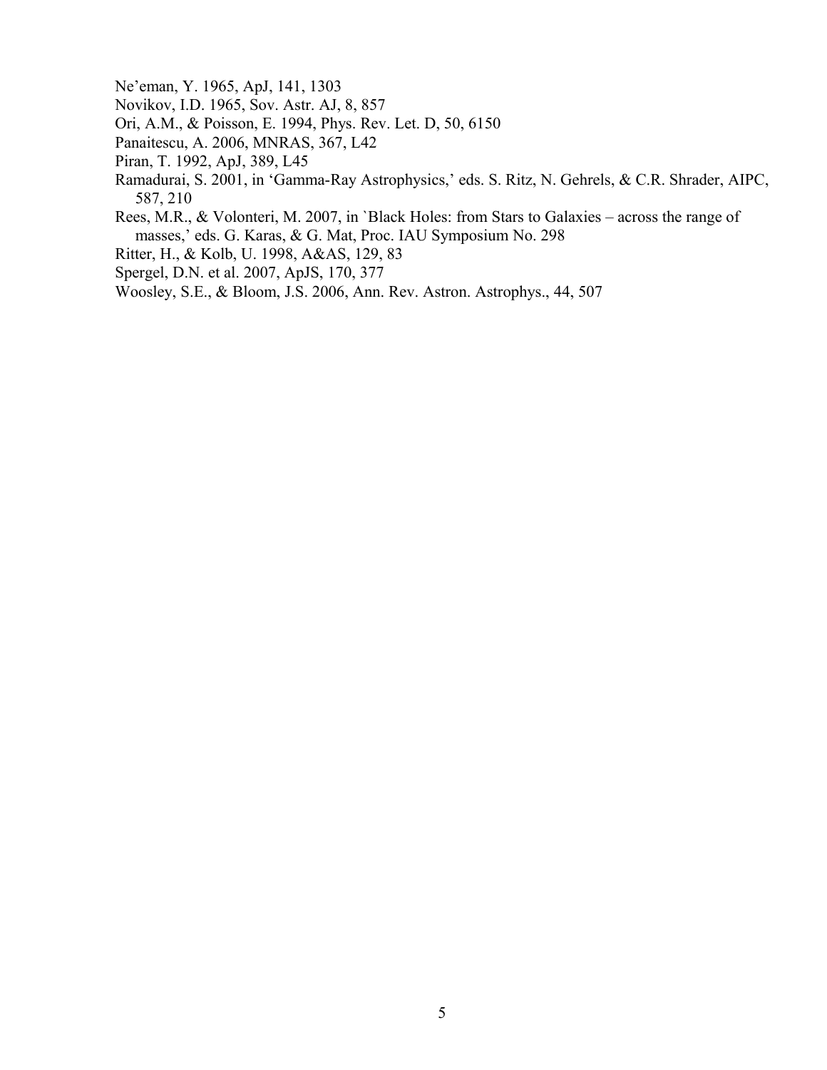Ne'eman, Y. 1965, ApJ, 141, 1303

Novikov, I.D. 1965, Sov. Astr. AJ, 8, 857

Ori, A.M., & Poisson, E. 1994, Phys. Rev. Let. D, 50, 6150

Panaitescu, A. 2006, MNRAS, 367, L42

Piran, T. 1992, ApJ, 389, L45

Ramadurai, S. 2001, in 'Gamma-Ray Astrophysics,' eds. S. Ritz, N. Gehrels, & C.R. Shrader, AIPC, 587, 210

Rees, M.R., & Volonteri, M. 2007, in `Black Holes: from Stars to Galaxies – across the range of masses,' eds. G. Karas, & G. Mat, Proc. IAU Symposium No. 298

Ritter, H., & Kolb, U. 1998, A&AS, 129, 83

Spergel, D.N. et al. 2007, ApJS, 170, 377

Woosley, S.E., & Bloom, J.S. 2006, Ann. Rev. Astron. Astrophys., 44, 507